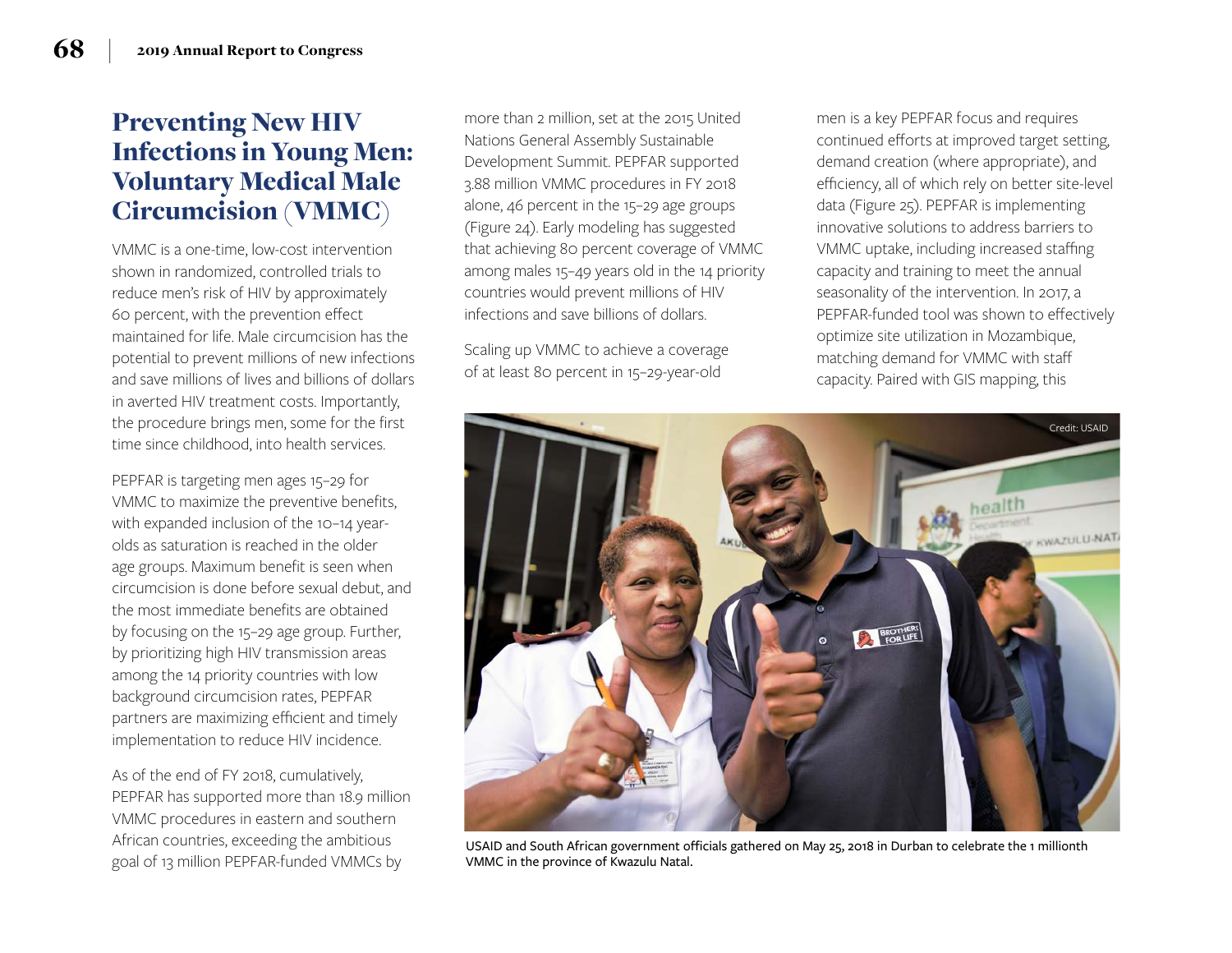## Preventing New HIV Infections in Young Men: Voluntary Medical Male Circumcision (VMMC)

VMMC is a one-time, low-cost intervention shown in randomized, controlled trials to reduce men's risk of HIV by approximately 60 percent, with the prevention effect maintained for life. Male circumcision has the potential to prevent millions of new infections and save millions of lives and billions of dollars in averted HIV treatment costs. Importantly, the procedure brings men, some for the first time since childhood, into health services.

PEPFAR is targeting men ages 15–29 for VMMC to maximize the preventive benefits, with expanded inclusion of the 10–14 year-olds as saturation is reached in the older age groups. Maximum benefit is seen when circumcision is done before sexual debut, and the most immediate benefits are obtained by focusing on the 15–29 age group. Further, by prioritizing high HIV transmission areas among the 14 priority countries with low background circumcision rates, PEPFAR partners are maximizing efficient and timely implementation to reduce HIV incidence.

As of the end of FY 2018, cumulatively, PEPFAR has supported more than 18.9 million VMMC procedures in eastern and southern African countries, exceeding the ambitious goal of 13 million PEPFAR-funded VMMCs by more than 2 million, set at the 2015 United Nations General Assembly Sustainable Development Summit. PEPFAR supported 3.88 million VMMC procedures in FY 2018 alone, 46 percent in the 15–29 age groups (Figure 24). Early modeling has suggested that achieving 80 percent coverage of VMMC among males 15–49 years old in the 14 priority countries would prevent millions of HIV infections and save billions of dollars.

Scaling up VMMC to achieve a coverage of at least 80 percent in 15–29-year-old men is a key PEPFAR focus and requires continued efforts at improved target setting, demand creation (where appropriate), and efficiency, all of which rely on better site-level data (Figure 25). PEPFAR is implementing innovative solutions to address barriers to VMMC uptake, including increased staffing capacity and training to meet the annual seasonality of the intervention. In 2017, a PEPFAR-funded tool was shown to effectively optimize site utilization in Mozambique, matching demand for VMMC with staff capacity. Paired with GIS mapping, this

Credit: USAID

USAID and South African government officials gathered on May 25, 2018 in Durban to celebrate the 1 millionth VMMC in the province of Kwazulu Natal.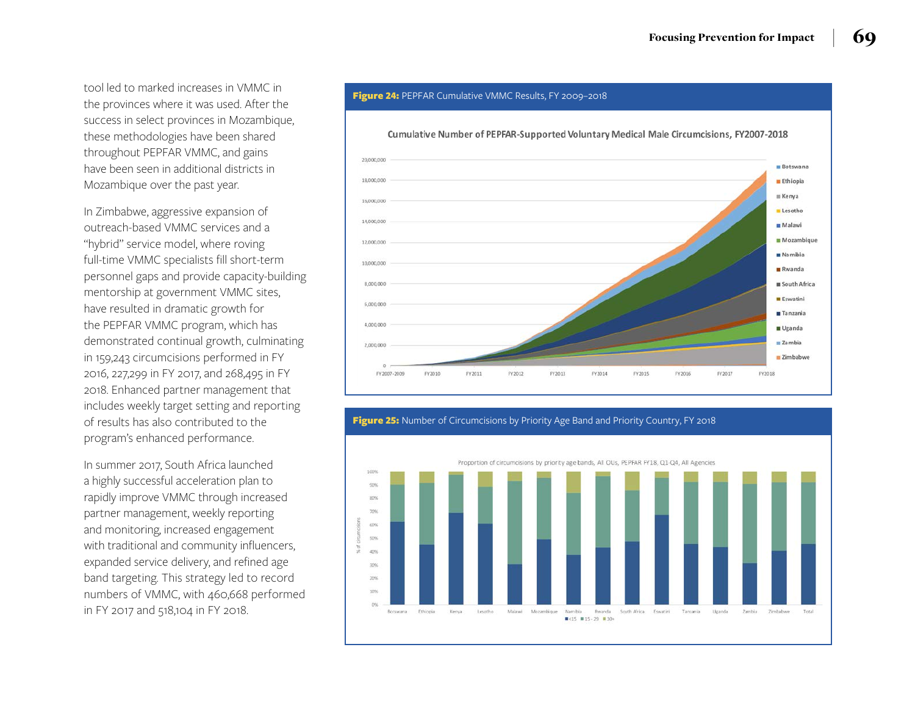tool led to marked increases in VMMC in the provinces where it was used. After the success in select provinces in Mozambique, these methodologies have been shared throughout PEPFAR VMMC, and gains have been seen in additional districts in Mozambique over the past year.

In Zimbabwe, aggressive expansion of outreach-based VMMC services and a "hybrid" service model, where roving full-time VMMC specialists fill short-term personnel gaps and provide capacity-building mentorship at government VMMC sites, have resulted in dramatic growth for the PEPFAR VMMC program, which has demonstrated continual growth, culminating in 159,243 circumcisions performed in FY 2016, 227,299 in FY 2017, and 268,495 in FY 2018. Enhanced partner management that includes weekly target setting and reporting of results has also contributed to the program's enhanced performance.

In summer 2017, South Africa launched a highly successful acceleration plan to rapidly improve VMMC through increased partner management, weekly reporting and monitoring, increased engagement with traditional and community influencers, expanded service delivery, and refined age band targeting. This strategy led to record numbers of VMMC, with 460,668 performed in FY 2017 and 518,104 in FY 2018.

**Figure 24:** PEPFAR Cumulative VMMC Results, FY 2009–2018

Cumulative Number of PEPFAR-Supported Voluntary Medical Male Circumcisions, FY2007-2018

20,000,000
18,000,000
16,000,000
14,000,000
12,000,000
10,000,000
8,000,000
6,000,000
4,000,000
2,000,000
0

FY2007-2009, FY2010, FY2011, FY2012, FY2013, FY2014, FY2015, FY2016, FY2017, FY2018

Botswana, Ethiopia, Kenya, Lesotho, Malawi, Mozambique, Namibia, Rwanda, South Africa, Eswatini, Tanzania, Uganda, Zambia, Zimbabwe

**Figure 25:** Number of Circumcisions by Priority Age Band and Priority Country, FY 2018

Proportion of circumcisions by priority age bands, All OUs, PEPFAR FY18, Q1-Q4, All Agencies

% of circumcisions

100%
90%
80%
70%
60%
50%
40%
30%
20%
10%
0%

Botswana, Ethiopia, Kenya, Lesotho, Malawi, Mozambique, Namibia, Rwanda, South Africa, Eswatini, Tanzania, Uganda, Zambia, Zimbabwe, Total

<15, 15-29, 30+